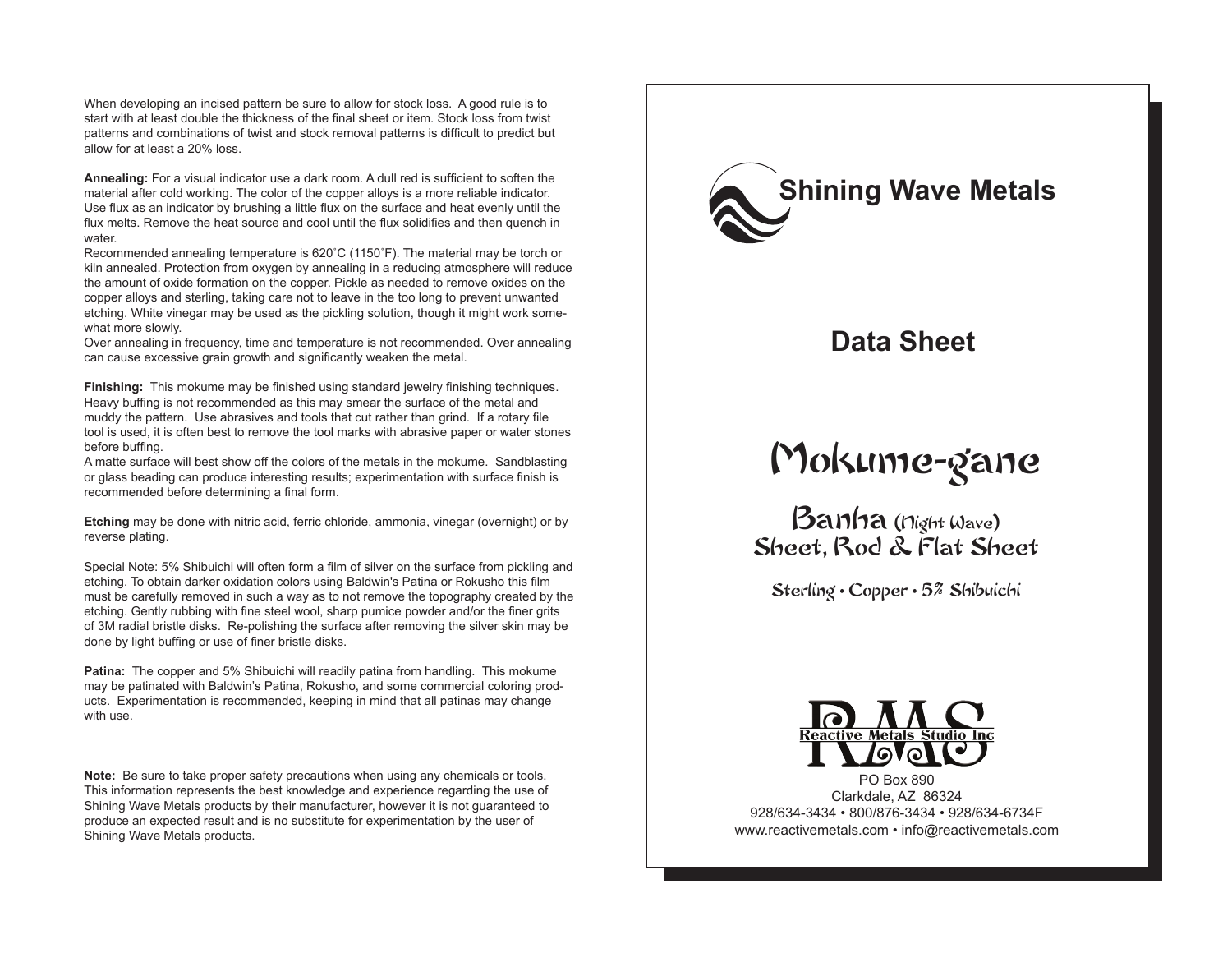When developing an incised pattern be sure to allow for stock loss. A good rule is to start with at least double the thickness of the final sheet or item. Stock loss from twist patterns and combinations of twist and stock removal patterns is difficult to predict but allow for at least a 20% loss.

**Annealing:** For a visual indicator use a dark room. A dull red is sufficient to soften the material after cold working. The color of the copper alloys is a more reliable indicator. Use flux as an indicator by brushing a little flux on the surface and heat evenly until the flux melts. Remove the heat source and cool until the flux solidifies and then quench in water.
Recommended annealing temperature is 620˚C (1150˚F). The material may be torch or kiln annealed. Protection from oxygen by annealing in a reducing atmosphere will reduce the amount of oxide formation on the copper. Pickle as needed to remove oxides on the copper alloys and sterling, taking care not to leave in the too long to prevent unwanted etching. White vinegar may be used as the pickling solution, though it might work somewhat more slowly.
Over annealing in frequency, time and temperature is not recommended. Over annealing can cause excessive grain growth and significantly weaken the metal.

**Finishing:** This mokume may be finished using standard jewelry finishing techniques. Heavy buffing is not recommended as this may smear the surface of the metal and muddy the pattern. Use abrasives and tools that cut rather than grind. If a rotary file tool is used, it is often best to remove the tool marks with abrasive paper or water stones before buffing.
A matte surface will best show off the colors of the metals in the mokume. Sandblasting or glass beading can produce interesting results; experimentation with surface finish is recommended before determining a final form.

**Etching** may be done with nitric acid, ferric chloride, ammonia, vinegar (overnight) or by reverse plating.

Special Note: 5% Shibuichi will often form a film of silver on the surface from pickling and etching. To obtain darker oxidation colors using Baldwin's Patina or Rokusho this film must be carefully removed in such a way as to not remove the topography created by the etching. Gently rubbing with fine steel wool, sharp pumice powder and/or the finer grits of 3M radial bristle disks. Re-polishing the surface after removing the silver skin may be done by light buffing or use of finer bristle disks.

**Patina:** The copper and 5% Shibuichi will readily patina from handling. This mokume may be patinated with Baldwin's Patina, Rokusho, and some commercial coloring products. Experimentation is recommended, keeping in mind that all patinas may change with use.

**Note:** Be sure to take proper safety precautions when using any chemicals or tools. This information represents the best knowledge and experience regarding the use of Shining Wave Metals products by their manufacturer, however it is not guaranteed to produce an expected result and is no substitute for experimentation by the user of Shining Wave Metals products.

# Shining Wave Metals

## Data Sheet

# Mokume-gane

## Banha (Night Wave)
## Sheet, Rod & Flat Sheet

Sterling • Copper • 5% Shibuichi

RMS
Reactive Metals Studio Inc

PO Box 890
Clarkdale, AZ 86324
928/634-3434 • 800/876-3434 • 928/634-6734F
www.reactivemetals.com • info@reactivemetals.com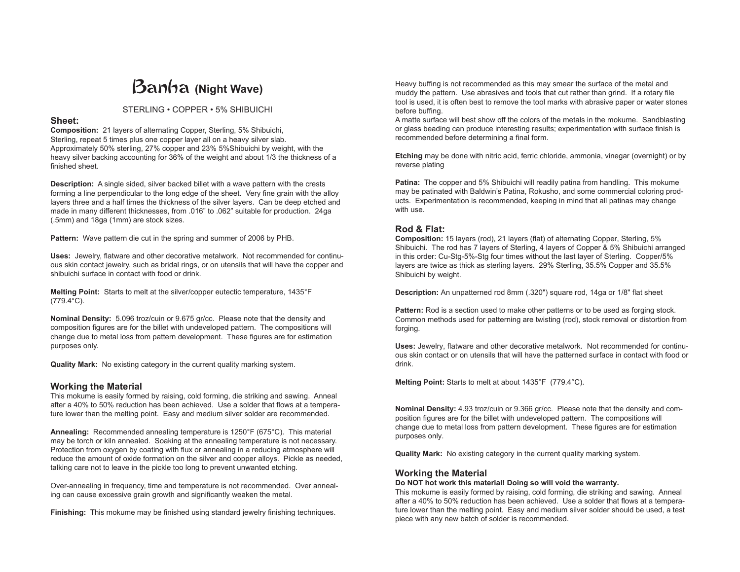# Banha (Night Wave)

STERLING • COPPER • 5% SHIBUICHI

## Sheet:

**Composition:** 21 layers of alternating Copper, Sterling, 5% Shibuichi, Sterling, repeat 5 times plus one copper layer all on a heavy silver slab. Approximately 50% sterling, 27% copper and 23% 5%Shibuichi by weight, with the heavy silver backing accounting for 36% of the weight and about 1/3 the thickness of a finished sheet.

**Description:** A single sided, silver backed billet with a wave pattern with the crests forming a line perpendicular to the long edge of the sheet. Very fine grain with the alloy layers three and a half times the thickness of the silver layers. Can be deep etched and made in many different thicknesses, from .016” to .062” suitable for production. 24ga (.5mm) and 18ga (1mm) are stock sizes.

**Pattern:** Wave pattern die cut in the spring and summer of 2006 by PHB.

**Uses:** Jewelry, flatware and other decorative metalwork. Not recommended for continuous skin contact jewelry, such as bridal rings, or on utensils that will have the copper and shibuichi surface in contact with food or drink.

**Melting Point:** Starts to melt at the silver/copper eutectic temperature, 1435°F (779.4°C).

**Nominal Density:** 5.096 troz/cuin or 9.675 gr/cc. Please note that the density and composition figures are for the billet with undeveloped pattern. The compositions will change due to metal loss from pattern development. These figures are for estimation purposes only.

**Quality Mark:** No existing category in the current quality marking system.

## Working the Material

This mokume is easily formed by raising, cold forming, die striking and sawing. Anneal after a 40% to 50% reduction has been achieved. Use a solder that flows at a temperature lower than the melting point. Easy and medium silver solder are recommended.

**Annealing:** Recommended annealing temperature is 1250°F (675°C). This material may be torch or kiln annealed. Soaking at the annealing temperature is not necessary. Protection from oxygen by coating with flux or annealing in a reducing atmosphere will reduce the amount of oxide formation on the silver and copper alloys. Pickle as needed, talking care not to leave in the pickle too long to prevent unwanted etching.

Over-annealing in frequency, time and temperature is not recommended. Over annealing can cause excessive grain growth and significantly weaken the metal.

**Finishing:** This mokume may be finished using standard jewelry finishing techniques. Heavy buffing is not recommended as this may smear the surface of the metal and muddy the pattern. Use abrasives and tools that cut rather than grind. If a rotary file tool is used, it is often best to remove the tool marks with abrasive paper or water stones before buffing.
A matte surface will best show off the colors of the metals in the mokume. Sandblasting or glass beading can produce interesting results; experimentation with surface finish is recommended before determining a final form.

**Etching** may be done with nitric acid, ferric chloride, ammonia, vinegar (overnight) or by reverse plating

**Patina:** The copper and 5% Shibuichi will readily patina from handling. This mokume may be patinated with Baldwin’s Patina, Rokusho, and some commercial coloring products. Experimentation is recommended, keeping in mind that all patinas may change with use.

## Rod & Flat:

**Composition:** 15 layers (rod), 21 layers (flat) of alternating Copper, Sterling, 5% Shibuichi. The rod has 7 layers of Sterling, 4 layers of Copper & 5% Shibuichi arranged in this order: Cu-Stg-5%-Stg four times without the last layer of Sterling. Copper/5% layers are twice as thick as sterling layers. 29% Sterling, 35.5% Copper and 35.5% Shibuichi by weight.

**Description:** An unpatterned rod 8mm (.320") square rod, 14ga or 1/8" flat sheet

**Pattern:** Rod is a section used to make other patterns or to be used as forging stock. Common methods used for patterning are twisting (rod), stock removal or distortion from forging.

**Uses:** Jewelry, flatware and other decorative metalwork. Not recommended for continuous skin contact or on utensils that will have the patterned surface in contact with food or drink.

**Melting Point:** Starts to melt at about 1435°F (779.4°C).

**Nominal Density:** 4.93 troz/cuin or 9.366 gr/cc. Please note that the density and composition figures are for the billet with undeveloped pattern. The compositions will change due to metal loss from pattern development. These figures are for estimation purposes only.

**Quality Mark:** No existing category in the current quality marking system.

## Working the Material

**Do NOT hot work this material! Doing so will void the warranty.**

This mokume is easily formed by raising, cold forming, die striking and sawing. Anneal after a 40% to 50% reduction has been achieved. Use a solder that flows at a temperature lower than the melting point. Easy and medium silver solder should be used, a test piece with any new batch of solder is recommended.